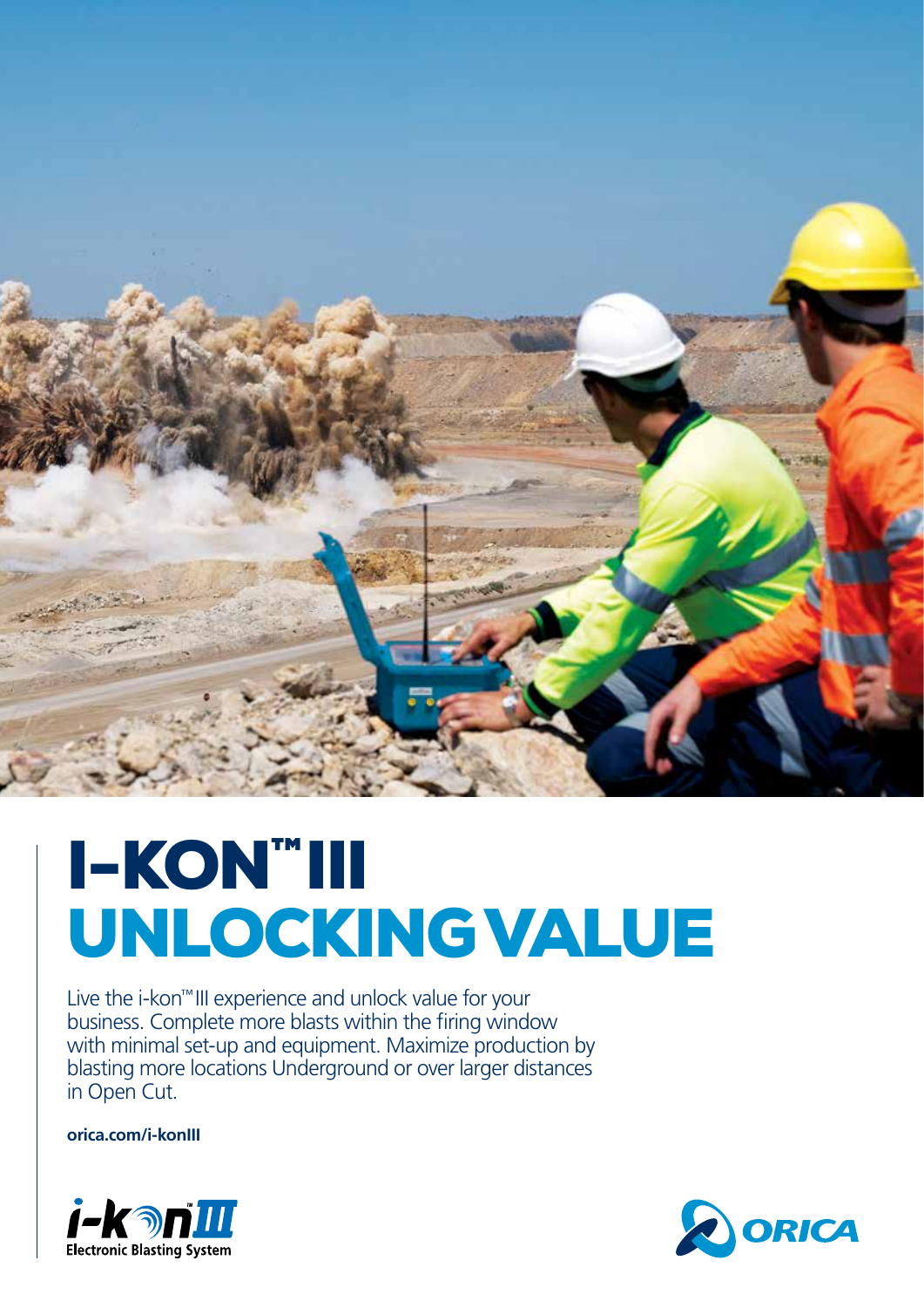# I-KON™ III
# UNLOCKING VALUE

Live the i-kon™ III experience and unlock value for your business. Complete more blasts within the firing window with minimal set-up and equipment. Maximize production by blasting more locations Underground or over larger distances in Open Cut.

**orica.com/i-konIII**

i-kon™ III Electronic Blasting System

ORICA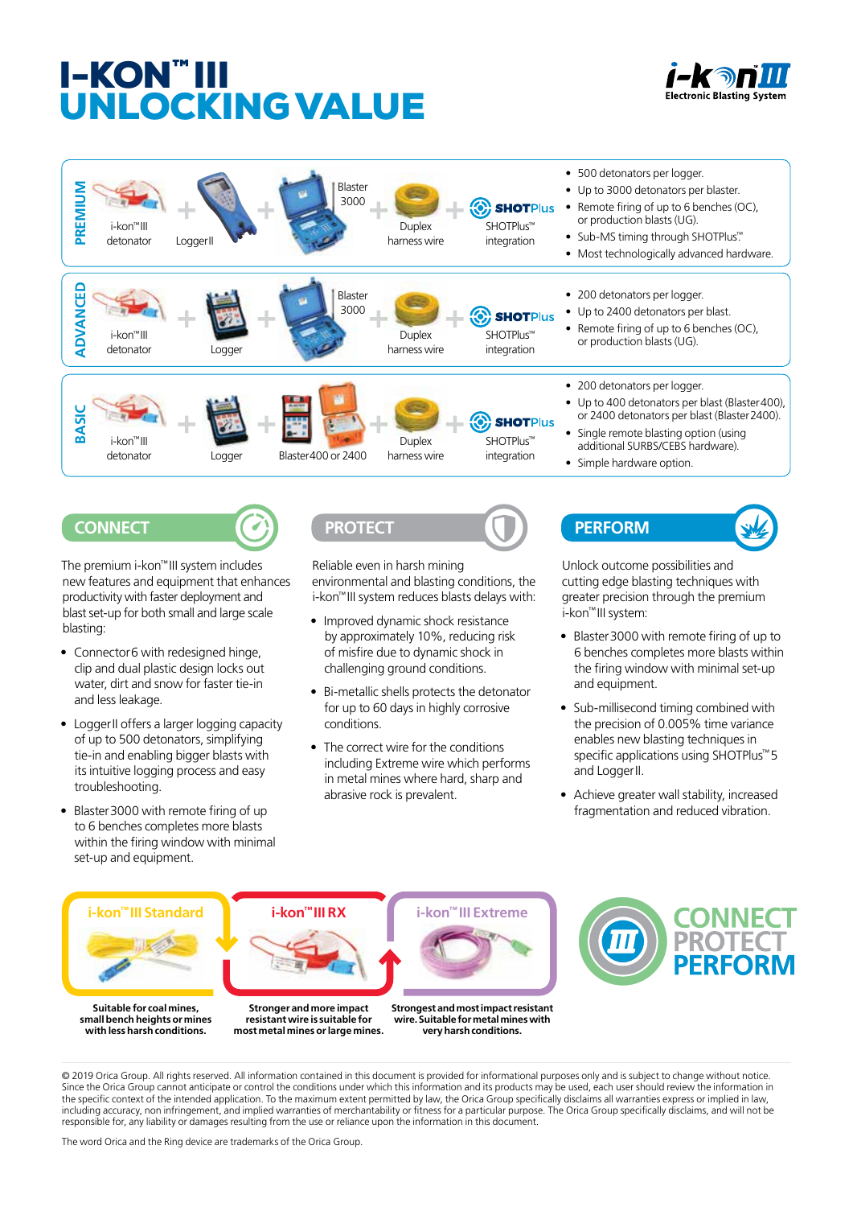# I-KON™ III UNLOCKING VALUE

i-kon III Electronic Blasting System

## PREMIUM

i-kon™III detonator + LoggerII + Blaster 3000 + Duplex harness wire + SHOTPlus SHOTPlus™ integration

- 500 detonators per logger.
- Up to 3000 detonators per blaster.
- Remote firing of up to 6 benches (OC), or production blasts (UG).
- Sub-MS timing through SHOTPlus.™
- Most technologically advanced hardware.

## ADVANCED

i-kon™III detonator + Logger + Blaster 3000 + Duplex harness wire + SHOTPlus SHOTPlus™ integration

- 200 detonators per logger.
- Up to 2400 detonators per blast.
- Remote firing of up to 6 benches (OC), or production blasts (UG).

## BASIC

i-kon™III detonator + Logger + Blaster400 or 2400 + Duplex harness wire + SHOTPlus SHOTPlus™ integration

- 200 detonators per logger.
- Up to 400 detonators per blast (Blaster400), or 2400 detonators per blast (Blaster2400).
- Single remote blasting option (using additional SURBS/CEBS hardware).
- Simple hardware option.

## CONNECT

The premium i-kon™III system includes new features and equipment that enhances productivity with faster deployment and blast set-up for both small and large scale blasting:

- Connector6 with redesigned hinge, clip and dual plastic design locks out water, dirt and snow for faster tie-in and less leakage.
- LoggerII offers a larger logging capacity of up to 500 detonators, simplifying tie-in and enabling bigger blasts with its intuitive logging process and easy troubleshooting.
- Blaster3000 with remote firing of up to 6 benches completes more blasts within the firing window with minimal set-up and equipment.

## PROTECT

Reliable even in harsh mining environmental and blasting conditions, the i-kon™III system reduces blasts delays with:

- Improved dynamic shock resistance by approximately 10%, reducing risk of misfire due to dynamic shock in challenging ground conditions.
- Bi-metallic shells protects the detonator for up to 60 days in highly corrosive conditions.
- The correct wire for the conditions including Extreme wire which performs in metal mines where hard, sharp and abrasive rock is prevalent.

## PERFORM

Unlock outcome possibilities and cutting edge blasting techniques with greater precision through the premium i-kon™III system:

- Blaster3000 with remote firing of up to 6 benches completes more blasts within the firing window with minimal set-up and equipment.
- Sub-millisecond timing combined with the precision of 0.005% time variance enables new blasting techniques in specific applications using SHOTPlus™5 and LoggerII.
- Achieve greater wall stability, increased fragmentation and reduced vibration.

**i-kon™III Standard**

**Suitable for coal mines, small bench heights or mines with less harsh conditions.**

**i-kon™III RX**

**Stronger and more impact resistant wire is suitable for most metal mines or large mines.**

**i-kon™III Extreme**

**Strongest and most impact resistant wire. Suitable for metal mines with very harsh conditions.**

CONNECT PROTECT PERFORM

© 2019 Orica Group. All rights reserved. All information contained in this document is provided for informational purposes only and is subject to change without notice. Since the Orica Group cannot anticipate or control the conditions under which this information and its products may be used, each user should review the information in the specific context of the intended application. To the maximum extent permitted by law, the Orica Group specifically disclaims all warranties express or implied in law, including accuracy, non infringement, and implied warranties of merchantability or fitness for a particular purpose. The Orica Group specifically disclaims, and will not be responsible for, any liability or damages resulting from the use or reliance upon the information in this document.

The word Orica and the Ring device are trademarks of the Orica Group.